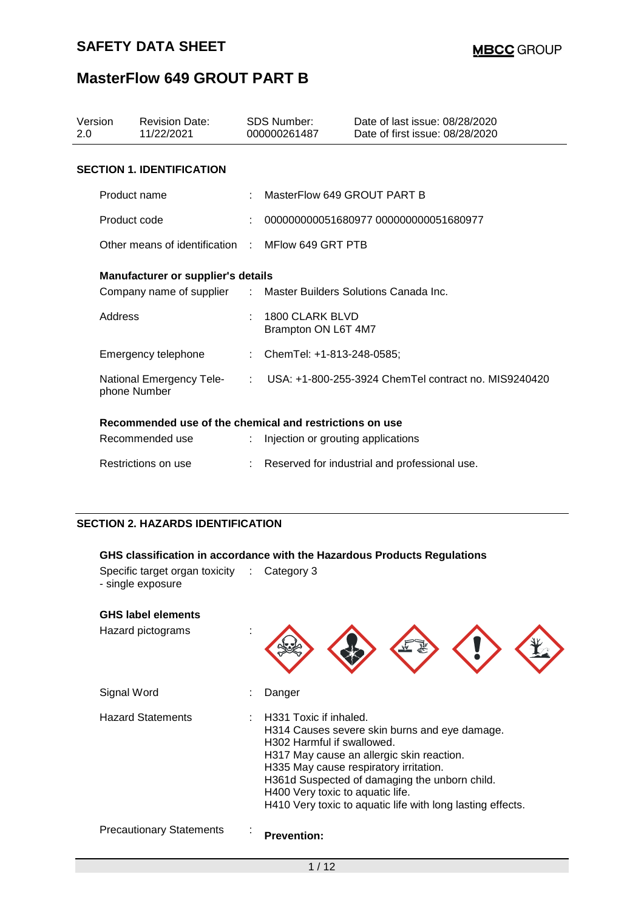# SAFETY DATA SHEET

# MasterFlow 649 GROUT PART B

| Version | Revision Date: | SDS Number: | Date of last issue: 08/28/2020 |
| --- | --- | --- | --- |
| 2.0 | 11/22/2021 | 000000261487 | Date of first issue: 08/28/2020 |

## SECTION 1. IDENTIFICATION

Product name : MasterFlow 649 GROUT PART B

Product code : 000000000051680977 000000000051680977

Other means of identification : MFlow 649 GRT PTB

### Manufacturer or supplier's details

Company name of supplier : Master Builders Solutions Canada Inc.

Address : 1800 CLARK BLVD
Brampton ON L6T 4M7

Emergency telephone : ChemTel: +1-813-248-0585;

National Emergency Telephone Number : USA: +1-800-255-3924 ChemTel contract no. MIS9240420

### Recommended use of the chemical and restrictions on use

Recommended use : Injection or grouting applications

Restrictions on use : Reserved for industrial and professional use.

## SECTION 2. HAZARDS IDENTIFICATION

### GHS classification in accordance with the Hazardous Products Regulations

Specific target organ toxicity - single exposure : Category 3

### GHS label elements

Hazard pictograms :

Signal Word : Danger

Hazard Statements : H331 Toxic if inhaled.
H314 Causes severe skin burns and eye damage.
H302 Harmful if swallowed.
H317 May cause an allergic skin reaction.
H335 May cause respiratory irritation.
H361d Suspected of damaging the unborn child.
H400 Very toxic to aquatic life.
H410 Very toxic to aquatic life with long lasting effects.

Precautionary Statements : **Prevention:**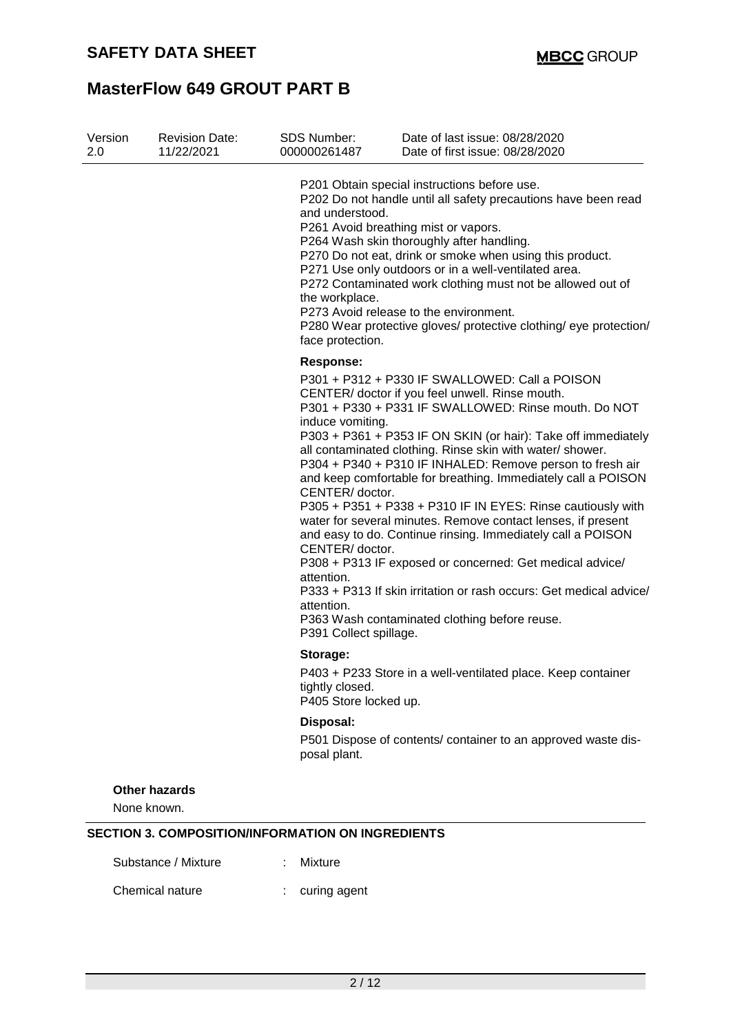P201 Obtain special instructions before use.
P202 Do not handle until all safety precautions have been read and understood.
P261 Avoid breathing mist or vapors.
P264 Wash skin thoroughly after handling.
P270 Do not eat, drink or smoke when using this product.
P271 Use only outdoors or in a well-ventilated area.
P272 Contaminated work clothing must not be allowed out of the workplace.
P273 Avoid release to the environment.
P280 Wear protective gloves/ protective clothing/ eye protection/ face protection.

**Response:**

P301 + P312 + P330 IF SWALLOWED: Call a POISON CENTER/ doctor if you feel unwell. Rinse mouth.
P301 + P330 + P331 IF SWALLOWED: Rinse mouth. Do NOT induce vomiting.
P303 + P361 + P353 IF ON SKIN (or hair): Take off immediately all contaminated clothing. Rinse skin with water/ shower.
P304 + P340 + P310 IF INHALED: Remove person to fresh air and keep comfortable for breathing. Immediately call a POISON CENTER/ doctor.
P305 + P351 + P338 + P310 IF IN EYES: Rinse cautiously with water for several minutes. Remove contact lenses, if present and easy to do. Continue rinsing. Immediately call a POISON CENTER/ doctor.
P308 + P313 IF exposed or concerned: Get medical advice/ attention.
P333 + P313 If skin irritation or rash occurs: Get medical advice/ attention.
P363 Wash contaminated clothing before reuse.
P391 Collect spillage.

**Storage:**

P403 + P233 Store in a well-ventilated place. Keep container tightly closed.
P405 Store locked up.

**Disposal:**

P501 Dispose of contents/ container to an approved waste disposal plant.

**Other hazards**

None known.

## SECTION 3. COMPOSITION/INFORMATION ON INGREDIENTS

Substance / Mixture : Mixture

Chemical nature : curing agent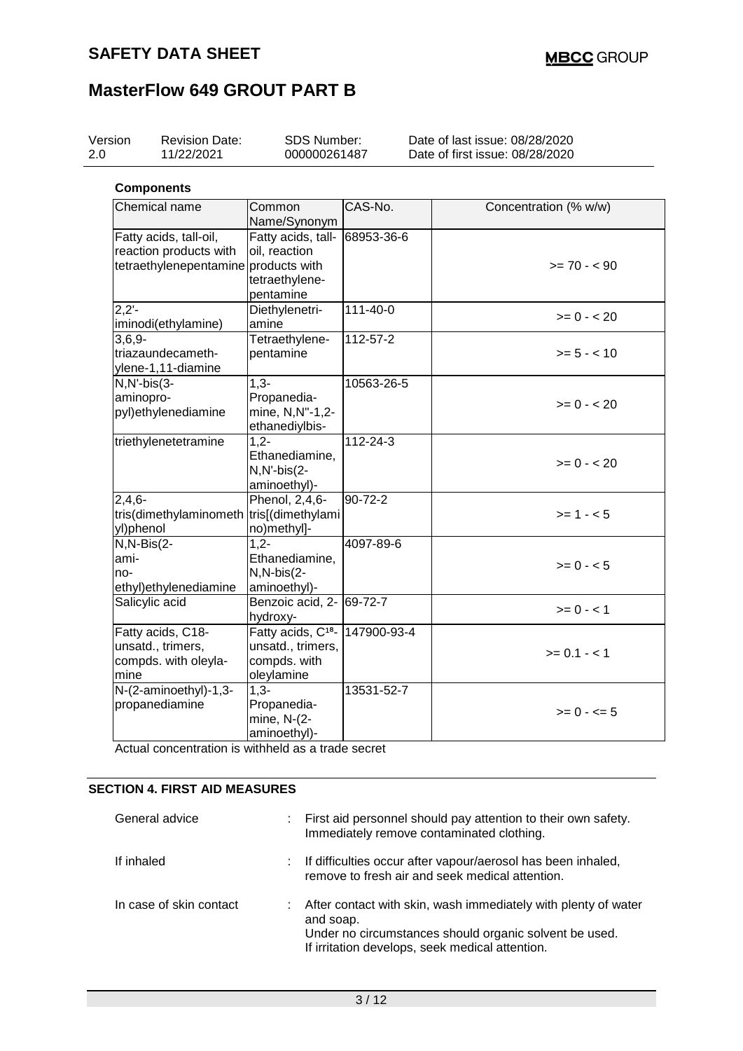**Components**

| Chemical name | Common Name/Synonym | CAS-No. | Concentration (% w/w) |
|---|---|---|---|
| Fatty acids, tall-oil, reaction products with tetraethylenepentamine | Fatty acids, tall-oil, reaction products with tetraethylene-pentamine | 68953-36-6 | >= 70 - < 90 |
| 2,2'-iminodi(ethylamine) | Diethylenetri-amine | 111-40-0 | >= 0 - < 20 |
| 3,6,9-triazaundecameth-ylene-1,11-diamine | Tetraethylene-pentamine | 112-57-2 | >= 5 - < 10 |
| N,N'-bis(3-aminopro-pyl)ethylenediamine | 1,3-Propanedia-mine, N,N''-1,2-ethanediylbis- | 10563-26-5 | >= 0 - < 20 |
| triethylenetetramine | 1,2-Ethanediamine, N,N'-bis(2-aminoethyl)- | 112-24-3 | >= 0 - < 20 |
| 2,4,6-tris(dimethylaminometh yl)phenol | Phenol, 2,4,6-tris[(dimethylami no)methyl]- | 90-72-2 | >= 1 - < 5 |
| N,N-Bis(2-ami-no-ethyl)ethylenediamine | 1,2-Ethanediamine, N,N-bis(2-aminoethyl)- | 4097-89-6 | >= 0 - < 5 |
| Salicylic acid | Benzoic acid, 2-hydroxy- | 69-72-7 | >= 0 - < 1 |
| Fatty acids, C18-unsatd., trimers, compds. with oleyla-mine | Fatty acids, $C^{18}$-unsatd., trimers, compds. with oleylamine | 147900-93-4 | >= 0.1 - < 1 |
| N-(2-aminoethyl)-1,3-propanediamine | 1,3-Propanedia-mine, N-(2-aminoethyl)- | 13531-52-7 | >= 0 - <= 5 |

Actual concentration is withheld as a trade secret

## SECTION 4. FIRST AID MEASURES

General advice : First aid personnel should pay attention to their own safety. Immediately remove contaminated clothing.

If inhaled : If difficulties occur after vapour/aerosol has been inhaled, remove to fresh air and seek medical attention.

In case of skin contact : After contact with skin, wash immediately with plenty of water and soap.
Under no circumstances should organic solvent be used.
If irritation develops, seek medical attention.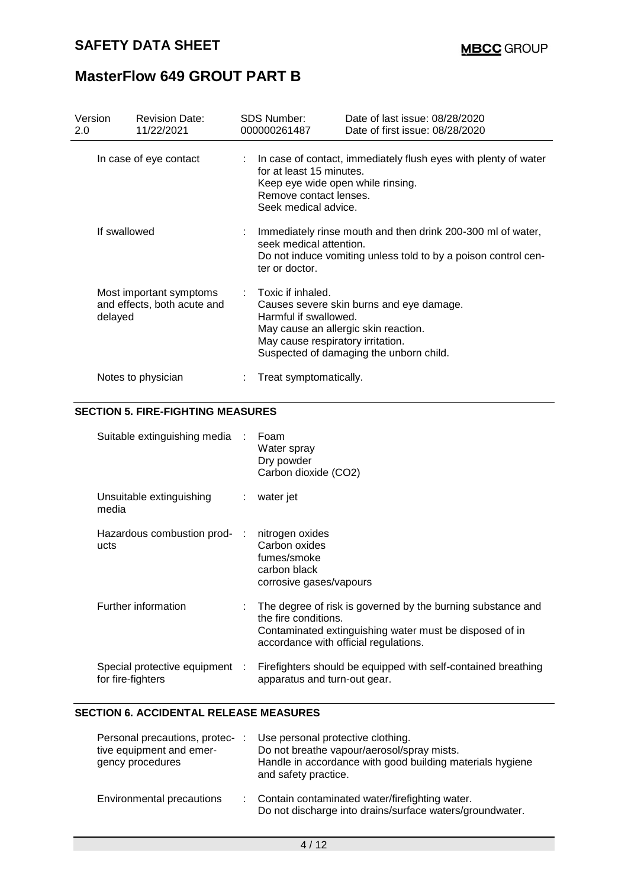| | | |
|---|---|---|
| In case of eye contact | : | In case of contact, immediately flush eyes with plenty of water for at least 15 minutes.<br>Keep eye wide open while rinsing.<br>Remove contact lenses.<br>Seek medical advice. |
| If swallowed | : | Immediately rinse mouth and then drink 200-300 ml of water, seek medical attention.<br>Do not induce vomiting unless told to by a poison control center or doctor. |
| Most important symptoms and effects, both acute and delayed | : | Toxic if inhaled.<br>Causes severe skin burns and eye damage.<br>Harmful if swallowed.<br>May cause an allergic skin reaction.<br>May cause respiratory irritation.<br>Suspected of damaging the unborn child. |
| Notes to physician | : | Treat symptomatically. |

## SECTION 5. FIRE-FIGHTING MEASURES

| | | |
|---|---|---|
| Suitable extinguishing media | : | Foam<br>Water spray<br>Dry powder<br>Carbon dioxide ($CO_2$) |
| Unsuitable extinguishing media | : | water jet |
| Hazardous combustion products | : | nitrogen oxides<br>Carbon oxides<br>fumes/smoke<br>carbon black<br>corrosive gases/vapours |
| Further information | : | The degree of risk is governed by the burning substance and the fire conditions.<br>Contaminated extinguishing water must be disposed of in accordance with official regulations. |
| Special protective equipment for fire-fighters | : | Firefighters should be equipped with self-contained breathing apparatus and turn-out gear. |

## SECTION 6. ACCIDENTAL RELEASE MEASURES

| | | |
|---|---|---|
| Personal precautions, protective equipment and emergency procedures | : | Use personal protective clothing.<br>Do not breathe vapour/aerosol/spray mists.<br>Handle in accordance with good building materials hygiene and safety practice. |
| Environmental precautions | : | Contain contaminated water/firefighting water.<br>Do not discharge into drains/surface waters/groundwater. |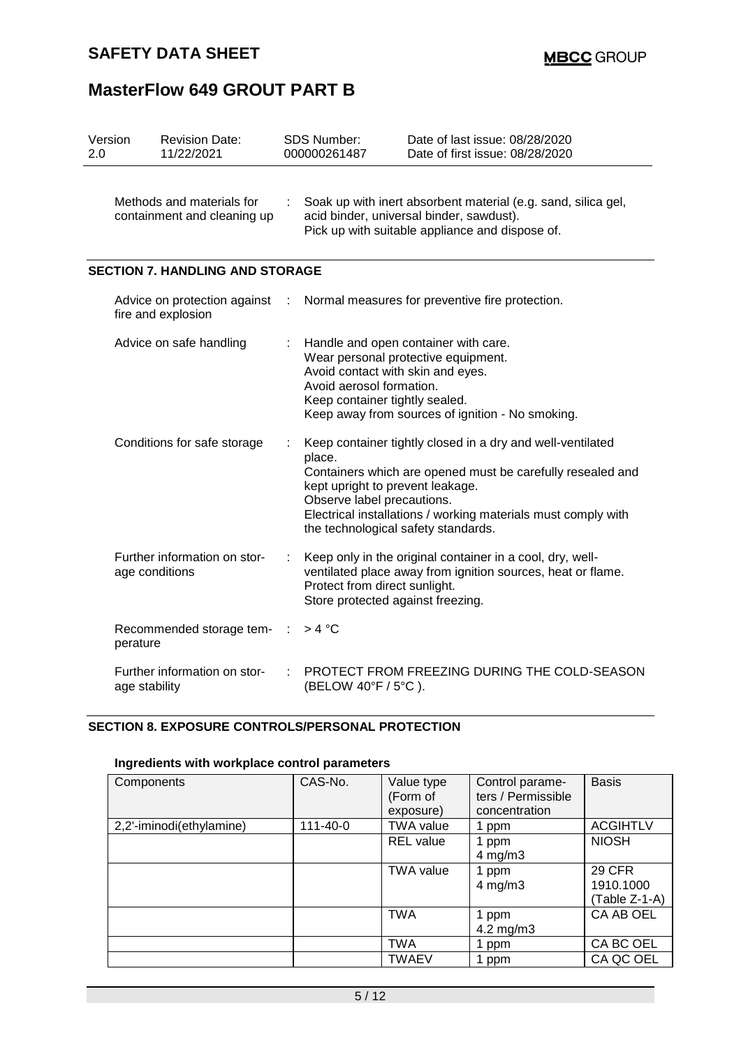| Version | Revision Date: | SDS Number: | Date of last issue: 08/28/2020 |
|---|---|---|---|
| 2.0 | 11/22/2021 | 000000261487 | Date of first issue: 08/28/2020 |

Methods and materials for containment and cleaning up : Soak up with inert absorbent material (e.g. sand, silica gel, acid binder, universal binder, sawdust).
Pick up with suitable appliance and dispose of.

## SECTION 7. HANDLING AND STORAGE

Advice on protection against fire and explosion : Normal measures for preventive fire protection.

Advice on safe handling : Handle and open container with care.
Wear personal protective equipment.
Avoid contact with skin and eyes.
Avoid aerosol formation.
Keep container tightly sealed.
Keep away from sources of ignition - No smoking.

Conditions for safe storage : Keep container tightly closed in a dry and well-ventilated place.
Containers which are opened must be carefully resealed and kept upright to prevent leakage.
Observe label precautions.
Electrical installations / working materials must comply with the technological safety standards.

Further information on storage conditions : Keep only in the original container in a cool, dry, well-ventilated place away from ignition sources, heat or flame.
Protect from direct sunlight.
Store protected against freezing.

Recommended storage temperature : > 4 °C

Further information on storage stability : PROTECT FROM FREEZING DURING THE COLD-SEASON (BELOW 40°F / 5°C ).

## SECTION 8. EXPOSURE CONTROLS/PERSONAL PROTECTION

### Ingredients with workplace control parameters

| Components | CAS-No. | Value type (Form of exposure) | Control parameters / Permissible concentration | Basis |
|---|---|---|---|---|
| 2,2'-iminodi(ethylamine) | 111-40-0 | TWA value | 1 ppm | ACGIHTLV |
| | | REL value | 1 ppm<br>4 mg/m3 | NIOSH |
| | | TWA value | 1 ppm<br>4 mg/m3 | 29 CFR 1910.1000 (Table Z-1-A) |
| | | TWA | 1 ppm<br>4.2 mg/m3 | CA AB OEL |
| | | TWA | 1 ppm | CA BC OEL |
| | | TWAEV | 1 ppm | CA QC OEL |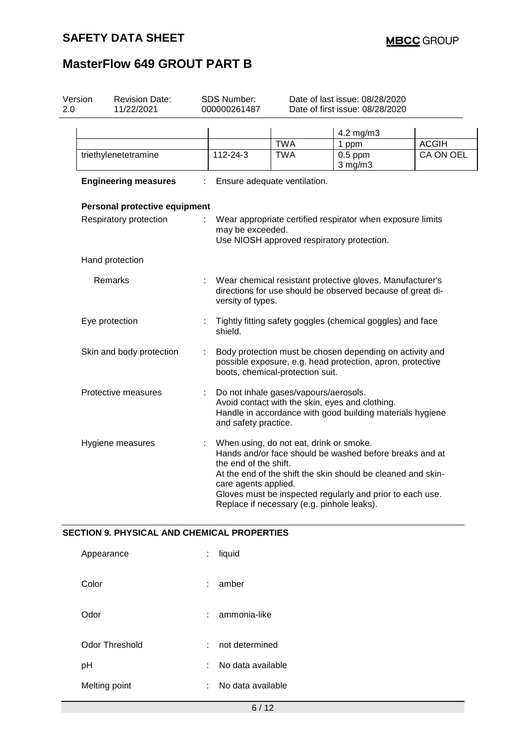| | | | | |
|---|---|---|---|---|
| | | | 4.2 mg/m3 | |
| | | TWA | 1 ppm | ACGIH |
| triethylenetetramine | 112-24-3 | TWA | 0.5 ppm<br>3 mg/m3 | CA ON OEL |

**Engineering measures** : Ensure adequate ventilation.

**Personal protective equipment**

Respiratory protection : Wear appropriate certified respirator when exposure limits may be exceeded.
Use NIOSH approved respiratory protection.

Hand protection

Remarks : Wear chemical resistant protective gloves. Manufacturer's directions for use should be observed because of great diversity of types.

Eye protection : Tightly fitting safety goggles (chemical goggles) and face shield.

Skin and body protection : Body protection must be chosen depending on activity and possible exposure, e.g. head protection, apron, protective boots, chemical-protection suit.

Protective measures : Do not inhale gases/vapours/aerosols.
Avoid contact with the skin, eyes and clothing.
Handle in accordance with good building materials hygiene and safety practice.

Hygiene measures : When using, do not eat, drink or smoke.
Hands and/or face should be washed before breaks and at the end of the shift.
At the end of the shift the skin should be cleaned and skin-care agents applied.
Gloves must be inspected regularly and prior to each use.
Replace if necessary (e.g. pinhole leaks).

## SECTION 9. PHYSICAL AND CHEMICAL PROPERTIES

Appearance : liquid

Color : amber

Odor : ammonia-like

Odor Threshold : not determined

pH : No data available

Melting point : No data available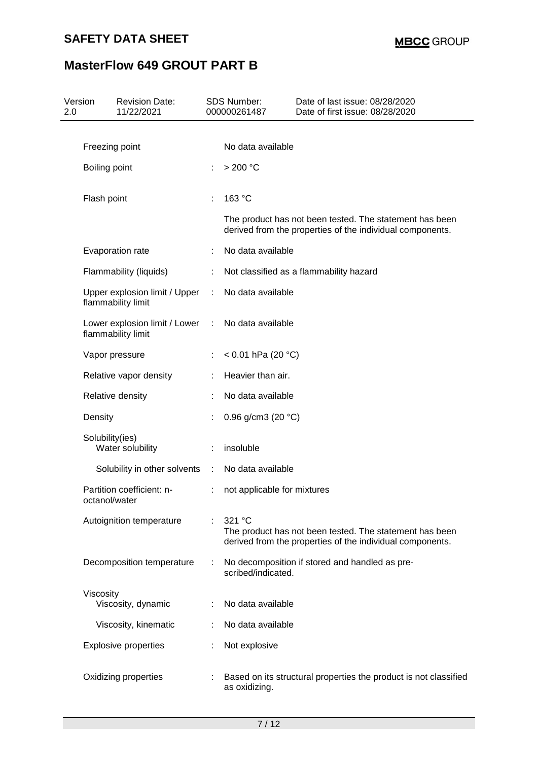| | | |
|---|---|---|
| Freezing point | | No data available |
| Boiling point | : | > 200 °C |
| Flash point | : | 163 °C<br><br>The product has not been tested. The statement has been derived from the properties of the individual components. |
| Evaporation rate | : | No data available |
| Flammability (liquids) | : | Not classified as a flammability hazard |
| Upper explosion limit / Upper flammability limit | : | No data available |
| Lower explosion limit / Lower flammability limit | : | No data available |
| Vapor pressure | : | < 0.01 hPa (20 °C) |
| Relative vapor density | : | Heavier than air. |
| Relative density | : | No data available |
| Density | : | 0.96 g/cm3 (20 °C) |
| Solubility(ies)<br>Water solubility | : | insoluble |
| Solubility in other solvents | : | No data available |
| Partition coefficient: n-octanol/water | : | not applicable for mixtures |
| Autoignition temperature | : | 321 °C<br>The product has not been tested. The statement has been derived from the properties of the individual components. |
| Decomposition temperature | : | No decomposition if stored and handled as pre-scribed/indicated. |
| Viscosity<br>Viscosity, dynamic | : | No data available |
| Viscosity, kinematic | : | No data available |
| Explosive properties | : | Not explosive |
| Oxidizing properties | : | Based on its structural properties the product is not classified as oxidizing. |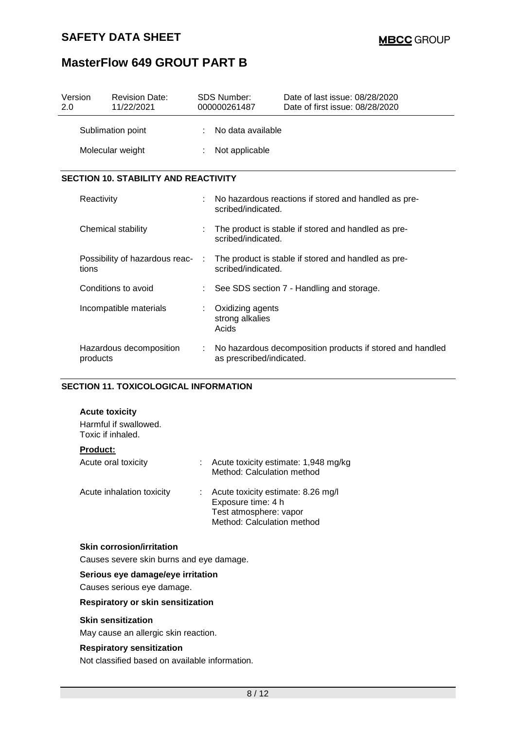| Sublimation point | : | No data available |
|---|---|---|
| Molecular weight | : | Not applicable |

## SECTION 10. STABILITY AND REACTIVITY

| Reactivity | : | No hazardous reactions if stored and handled as prescribed/indicated. |
|---|---|---|
| Chemical stability | : | The product is stable if stored and handled as prescribed/indicated. |
| Possibility of hazardous reactions | : | The product is stable if stored and handled as prescribed/indicated. |
| Conditions to avoid | : | See SDS section 7 - Handling and storage. |
| Incompatible materials | : | Oxidizing agents<br>strong alkalies<br>Acids |
| Hazardous decomposition products | : | No hazardous decomposition products if stored and handled as prescribed/indicated. |

## SECTION 11. TOXICOLOGICAL INFORMATION

**Acute toxicity**

Harmful if swallowed.
Toxic if inhaled.

**Product:**

| Acute oral toxicity | : | Acute toxicity estimate: 1,948 mg/kg<br>Method: Calculation method |
|---|---|---|
| Acute inhalation toxicity | : | Acute toxicity estimate: 8.26 mg/l<br>Exposure time: 4 h<br>Test atmosphere: vapor<br>Method: Calculation method |

**Skin corrosion/irritation**

Causes severe skin burns and eye damage.

**Serious eye damage/eye irritation**

Causes serious eye damage.

**Respiratory or skin sensitization**

**Skin sensitization**

May cause an allergic skin reaction.

**Respiratory sensitization**

Not classified based on available information.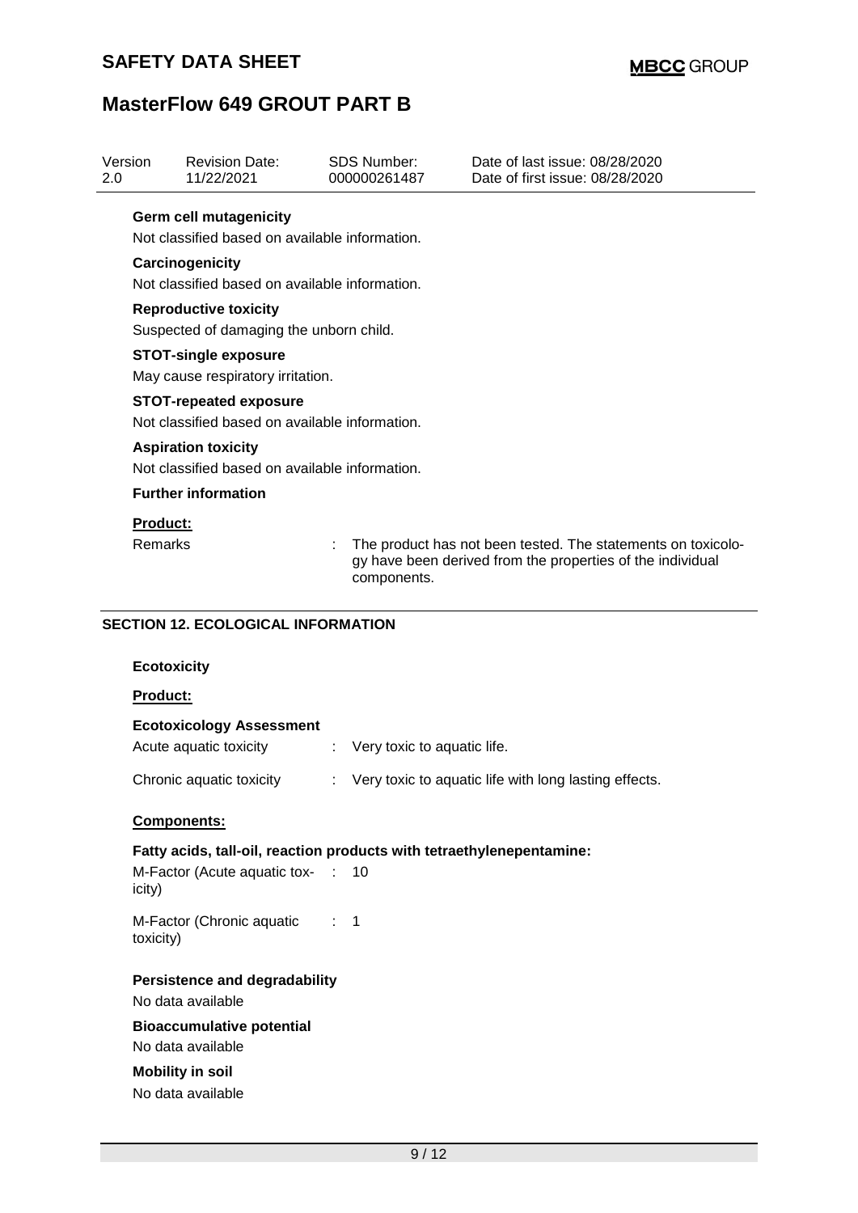| Version | Revision Date: | SDS Number: | Date of last issue: 08/28/2020 |
|---|---|---|---|
| 2.0 | 11/22/2021 | 000000261487 | Date of first issue: 08/28/2020 |

**Germ cell mutagenicity**

Not classified based on available information.

**Carcinogenicity**

Not classified based on available information.

**Reproductive toxicity**

Suspected of damaging the unborn child.

**STOT-single exposure**

May cause respiratory irritation.

**STOT-repeated exposure**

Not classified based on available information.

**Aspiration toxicity**

Not classified based on available information.

**Further information**

**Product:**

Remarks : The product has not been tested. The statements on toxicology have been derived from the properties of the individual components.

## SECTION 12. ECOLOGICAL INFORMATION

**Ecotoxicity**

**Product:**

**Ecotoxicology Assessment**

Acute aquatic toxicity : Very toxic to aquatic life.

Chronic aquatic toxicity : Very toxic to aquatic life with long lasting effects.

**Components:**

**Fatty acids, tall-oil, reaction products with tetraethylenepentamine:**

M-Factor (Acute aquatic toxicity) : 10

M-Factor (Chronic aquatic toxicity) : 1

**Persistence and degradability**

No data available

**Bioaccumulative potential**

No data available

**Mobility in soil**

No data available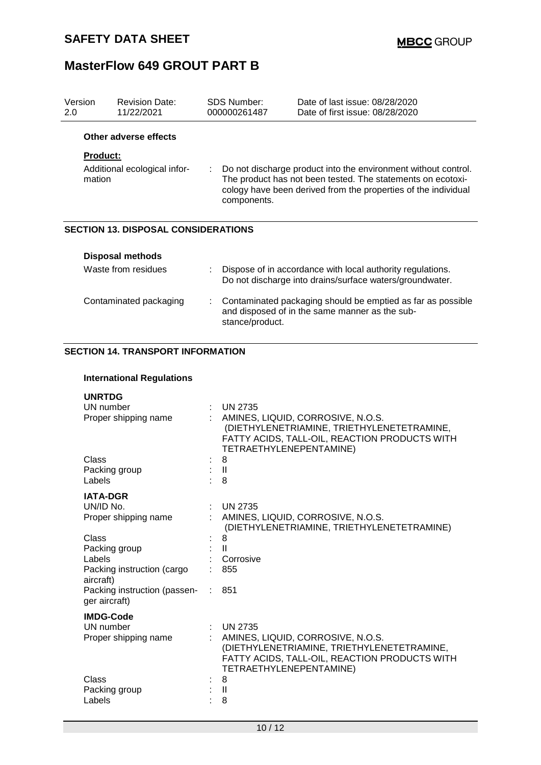Version 2.0 | Revision Date: 11/22/2021 | SDS Number: 000000261487 | Date of last issue: 08/28/2020 | Date of first issue: 08/28/2020

**Other adverse effects**

**Product:**

Additional ecological information : Do not discharge product into the environment without control. The product has not been tested. The statements on ecotoxicology have been derived from the properties of the individual components.

## SECTION 13. DISPOSAL CONSIDERATIONS

**Disposal methods**

| | |
|---|---|
| Waste from residues | : Dispose of in accordance with local authority regulations. Do not discharge into drains/surface waters/groundwater. |
| Contaminated packaging | : Contaminated packaging should be emptied as far as possible and disposed of in the same manner as the substance/product. |

## SECTION 14. TRANSPORT INFORMATION

**International Regulations**

**UNRTDG**

| | |
|---|---|
| UN number | : UN 2735 |
| Proper shipping name | : AMINES, LIQUID, CORROSIVE, N.O.S. (DIETHYLENETRIAMINE, TRIETHYLENETETRAMINE, FATTY ACIDS, TALL-OIL, REACTION PRODUCTS WITH TETRAETHYLENEPENTAMINE) |
| Class | : 8 |
| Packing group | : II |
| Labels | : 8 |

**IATA-DGR**

| | |
|---|---|
| UN/ID No. | : UN 2735 |
| Proper shipping name | : AMINES, LIQUID, CORROSIVE, N.O.S. (DIETHYLENETRIAMINE, TRIETHYLENETETRAMINE) |
| Class | : 8 |
| Packing group | : II |
| Labels | : Corrosive |
| Packing instruction (cargo aircraft) | : 855 |
| Packing instruction (passenger aircraft) | : 851 |

**IMDG-Code**

| | |
|---|---|
| UN number | : UN 2735 |
| Proper shipping name | : AMINES, LIQUID, CORROSIVE, N.O.S. (DIETHYLENETRIAMINE, TRIETHYLENETETRAMINE, FATTY ACIDS, TALL-OIL, REACTION PRODUCTS WITH TETRAETHYLENEPENTAMINE) |
| Class | : 8 |
| Packing group | : II |
| Labels | : 8 |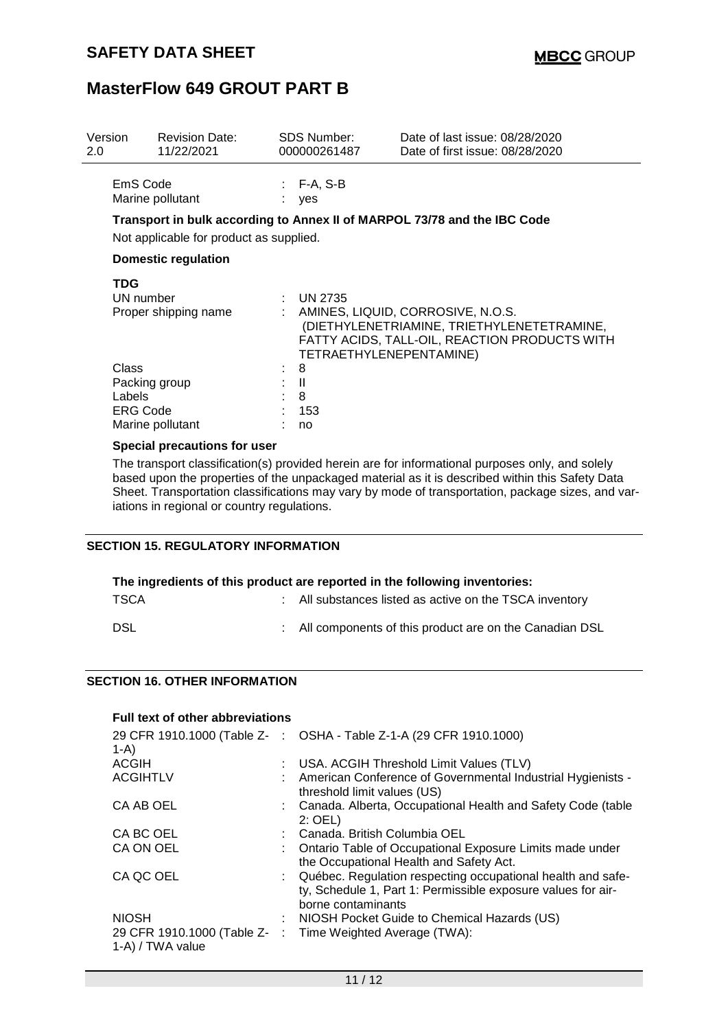| Version | Revision Date: | SDS Number: | Date of last issue: 08/28/2020 |
|---|---|---|---|
| 2.0 | 11/22/2021 | 000000261487 | Date of first issue: 08/28/2020 |

EmS Code : F-A, S-B
Marine pollutant : yes

**Transport in bulk according to Annex II of MARPOL 73/78 and the IBC Code**

Not applicable for product as supplied.

**Domestic regulation**

**TDG**

| | |
|---|---|
| UN number | : UN 2735 |
| Proper shipping name | : AMINES, LIQUID, CORROSIVE, N.O.S. (DIETHYLENETRIAMINE, TRIETHYLENETETRAMINE, FATTY ACIDS, TALL-OIL, REACTION PRODUCTS WITH TETRAETHYLENEPENTAMINE) |
| Class | : 8 |
| Packing group | : II |
| Labels | : 8 |
| ERG Code | : 153 |
| Marine pollutant | : no |

**Special precautions for user**

The transport classification(s) provided herein are for informational purposes only, and solely based upon the properties of the unpackaged material as it is described within this Safety Data Sheet. Transportation classifications may vary by mode of transportation, package sizes, and variations in regional or country regulations.

## SECTION 15. REGULATORY INFORMATION

**The ingredients of this product are reported in the following inventories:**

| | |
|---|---|
| TSCA | : All substances listed as active on the TSCA inventory |
| DSL | : All components of this product are on the Canadian DSL |

## SECTION 16. OTHER INFORMATION

**Full text of other abbreviations**

| | |
|---|---|
| 29 CFR 1910.1000 (Table Z-1-A) | : OSHA - Table Z-1-A (29 CFR 1910.1000) |
| ACGIH | : USA. ACGIH Threshold Limit Values (TLV) |
| ACGIHTLV | : American Conference of Governmental Industrial Hygienists - threshold limit values (US) |
| CA AB OEL | : Canada. Alberta, Occupational Health and Safety Code (table 2: OEL) |
| CA BC OEL | : Canada. British Columbia OEL |
| CA ON OEL | : Ontario Table of Occupational Exposure Limits made under the Occupational Health and Safety Act. |
| CA QC OEL | : Québec. Regulation respecting occupational health and safety, Schedule 1, Part 1: Permissible exposure values for airborne contaminants |
| NIOSH | : NIOSH Pocket Guide to Chemical Hazards (US) |
| 29 CFR 1910.1000 (Table Z-1-A) / TWA value | : Time Weighted Average (TWA): |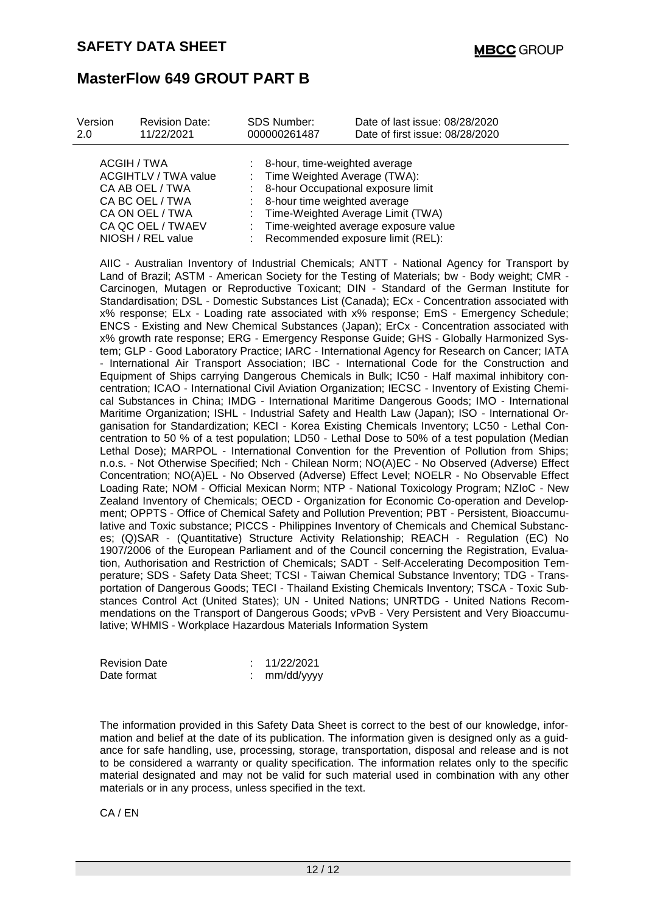| | | |
|---|---|---|
| ACGIH / TWA | : | 8-hour, time-weighted average |
| ACGIHTLV / TWA value | : | Time Weighted Average (TWA): |
| CA AB OEL / TWA | : | 8-hour Occupational exposure limit |
| CA BC OEL / TWA | : | 8-hour time weighted average |
| CA ON OEL / TWA | : | Time-Weighted Average Limit (TWA) |
| CA QC OEL / TWAEV | : | Time-weighted average exposure value |
| NIOSH / REL value | : | Recommended exposure limit (REL): |

AIIC - Australian Inventory of Industrial Chemicals; ANTT - National Agency for Transport by Land of Brazil; ASTM - American Society for the Testing of Materials; bw - Body weight; CMR - Carcinogen, Mutagen or Reproductive Toxicant; DIN - Standard of the German Institute for Standardisation; DSL - Domestic Substances List (Canada); ECx - Concentration associated with x% response; ELx - Loading rate associated with x% response; EmS - Emergency Schedule; ENCS - Existing and New Chemical Substances (Japan); ErCx - Concentration associated with x% growth rate response; ERG - Emergency Response Guide; GHS - Globally Harmonized System; GLP - Good Laboratory Practice; IARC - International Agency for Research on Cancer; IATA - International Air Transport Association; IBC - International Code for the Construction and Equipment of Ships carrying Dangerous Chemicals in Bulk; IC50 - Half maximal inhibitory concentration; ICAO - International Civil Aviation Organization; IECSC - Inventory of Existing Chemical Substances in China; IMDG - International Maritime Dangerous Goods; IMO - International Maritime Organization; ISHL - Industrial Safety and Health Law (Japan); ISO - International Organisation for Standardization; KECI - Korea Existing Chemicals Inventory; LC50 - Lethal Concentration to 50 % of a test population; LD50 - Lethal Dose to 50% of a test population (Median Lethal Dose); MARPOL - International Convention for the Prevention of Pollution from Ships; n.o.s. - Not Otherwise Specified; Nch - Chilean Norm; NO(A)EC - No Observed (Adverse) Effect Concentration; NO(A)EL - No Observed (Adverse) Effect Level; NOELR - No Observable Effect Loading Rate; NOM - Official Mexican Norm; NTP - National Toxicology Program; NZIoC - New Zealand Inventory of Chemicals; OECD - Organization for Economic Co-operation and Development; OPPTS - Office of Chemical Safety and Pollution Prevention; PBT - Persistent, Bioaccumulative and Toxic substance; PICCS - Philippines Inventory of Chemicals and Chemical Substances; (Q)SAR - (Quantitative) Structure Activity Relationship; REACH - Regulation (EC) No 1907/2006 of the European Parliament and of the Council concerning the Registration, Evaluation, Authorisation and Restriction of Chemicals; SADT - Self-Accelerating Decomposition Temperature; SDS - Safety Data Sheet; TCSI - Taiwan Chemical Substance Inventory; TDG - Transportation of Dangerous Goods; TECI - Thailand Existing Chemicals Inventory; TSCA - Toxic Substances Control Act (United States); UN - United Nations; UNRTDG - United Nations Recommendations on the Transport of Dangerous Goods; vPvB - Very Persistent and Very Bioaccumulative; WHMIS - Workplace Hazardous Materials Information System

| | | |
|---|---|---|
| Revision Date | : | 11/22/2021 |
| Date format | : | mm/dd/yyyy |

The information provided in this Safety Data Sheet is correct to the best of our knowledge, information and belief at the date of its publication. The information given is designed only as a guidance for safe handling, use, processing, storage, transportation, disposal and release and is not to be considered a warranty or quality specification. The information relates only to the specific material designated and may not be valid for such material used in combination with any other materials or in any process, unless specified in the text.

CA / EN